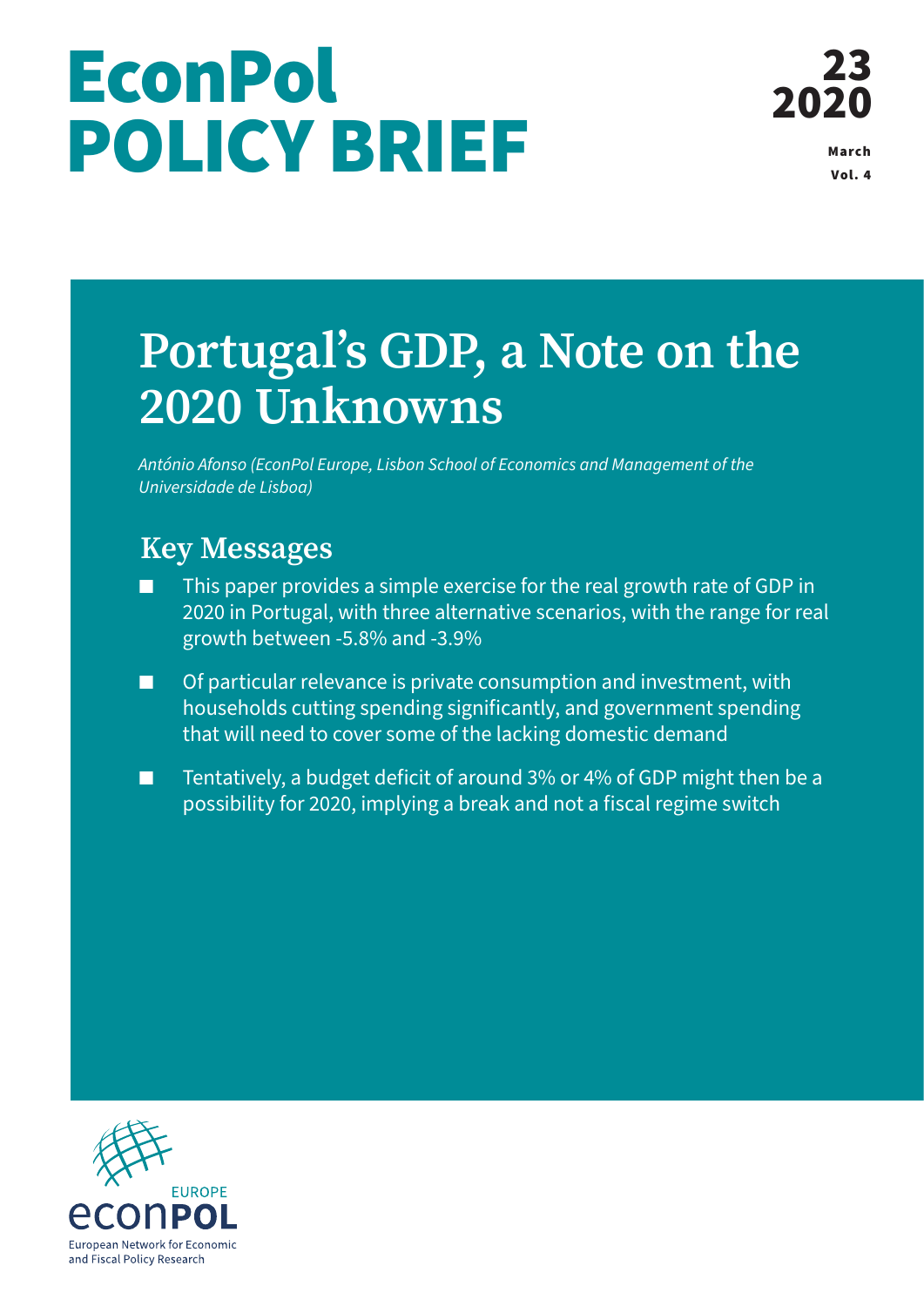# EconPol POLICY BRIEF

23
2020

March
Vol. 4

## Portugal's GDP, a Note on the 2020 Unknowns

*António Afonso (EconPol Europe, Lisbon School of Economics and Management of the Universidade de Lisboa)*

### Key Messages

- This paper provides a simple exercise for the real growth rate of GDP in 2020 in Portugal, with three alternative scenarios, with the range for real growth between -5.8% and -3.9%
- Of particular relevance is private consumption and investment, with households cutting spending significantly, and government spending that will need to cover some of the lacking domestic demand
- Tentatively, a budget deficit of around 3% or 4% of GDP might then be a possibility for 2020, implying a break and not a fiscal regime switch

EUROPE
econPOL
European Network for Economic and Fiscal Policy Research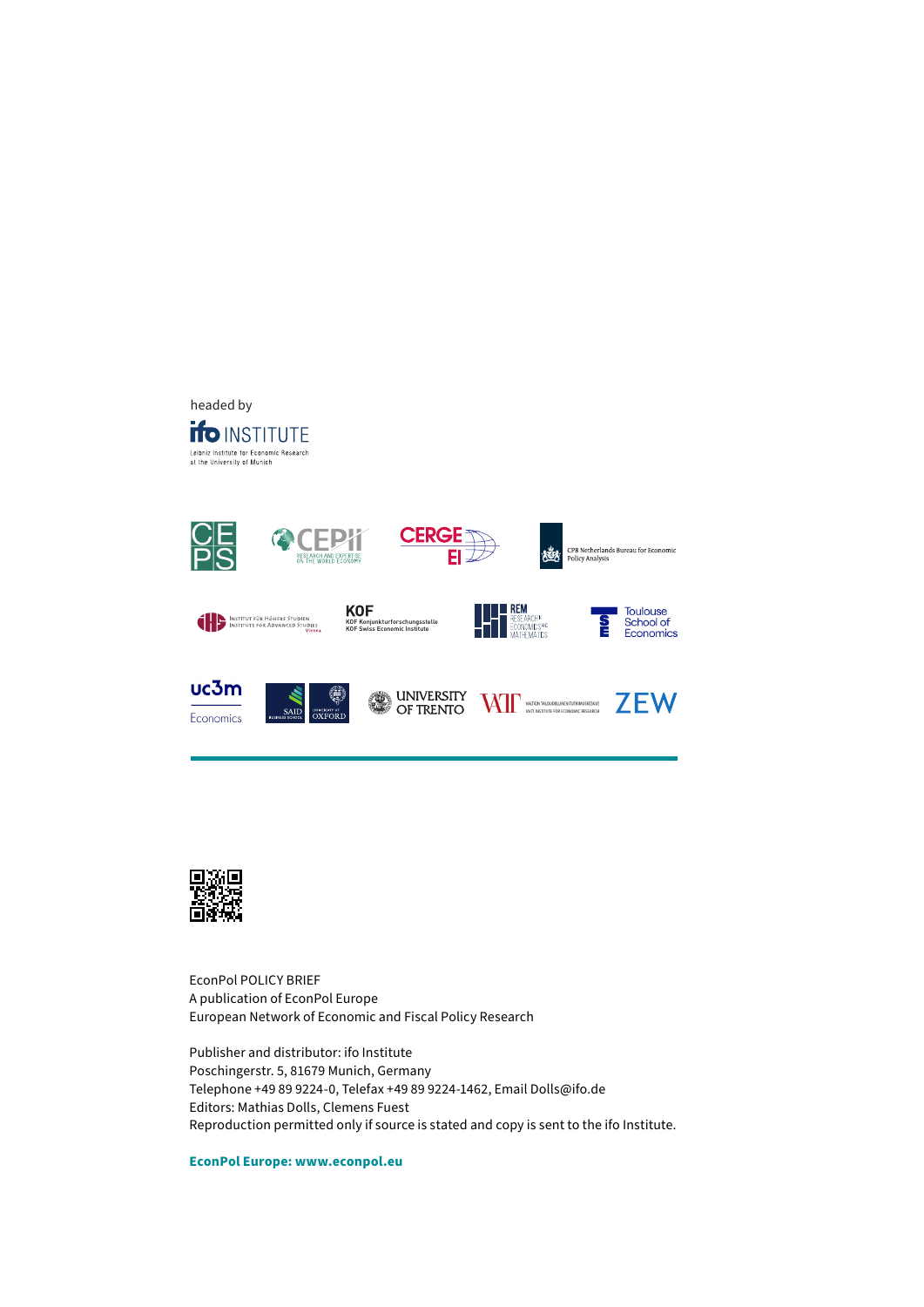headed by

ifo INSTITUTE

Leibniz Institute for Economic Research at the University of Munich

EconPol POLICY BRIEF
A publication of EconPol Europe
European Network of Economic and Fiscal Policy Research

Publisher and distributor: ifo Institute
Poschingerstr. 5, 81679 Munich, Germany
Telephone +49 89 9224-0, Telefax +49 89 9224-1462, Email Dolls@ifo.de
Editors: Mathias Dolls, Clemens Fuest
Reproduction permitted only if source is stated and copy is sent to the ifo Institute.

**EconPol Europe: www.econpol.eu**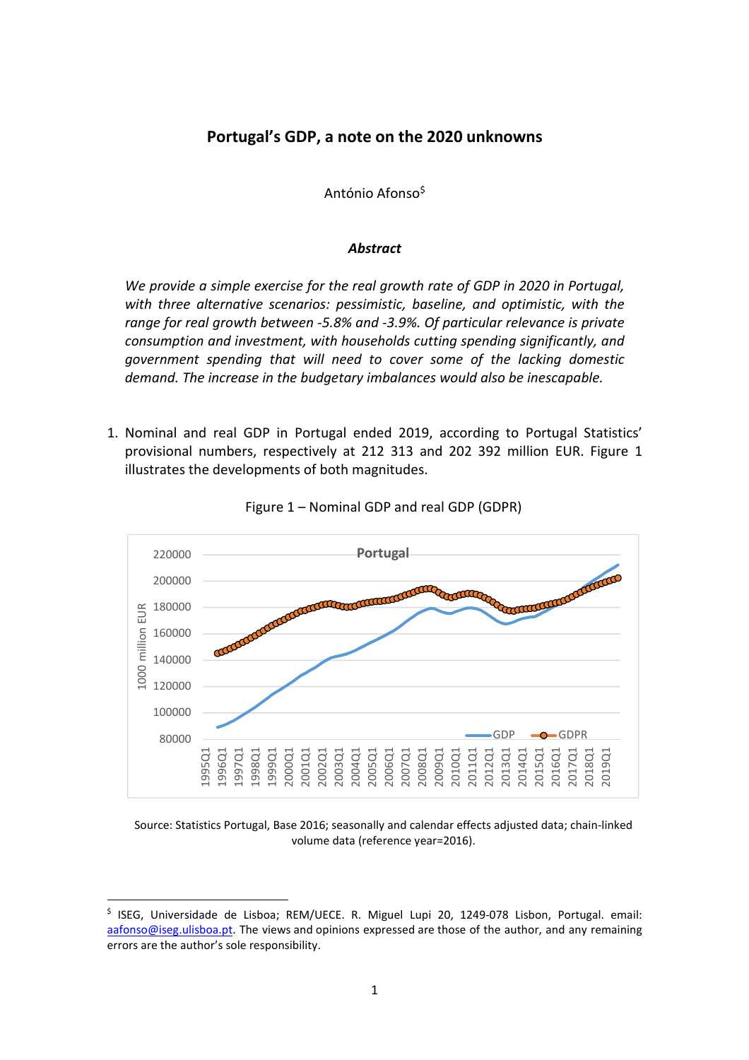## Portugal's GDP, a note on the 2020 unknowns

António Afonso[$]

### *Abstract*

*We provide a simple exercise for the real growth rate of GDP in 2020 in Portugal, with three alternative scenarios: pessimistic, baseline, and optimistic, with the range for real growth between -5.8% and -3.9%. Of particular relevance is private consumption and investment, with households cutting spending significantly, and government spending that will need to cover some of the lacking domestic demand. The increase in the budgetary imbalances would also be inescapable.*

1. Nominal and real GDP in Portugal ended 2019, according to Portugal Statistics' provisional numbers, respectively at 212 313 and 202 392 million EUR. Figure 1 illustrates the developments of both magnitudes.

Figure 1 – Nominal GDP and real GDP (GDPR)

Source: Statistics Portugal, Base 2016; seasonally and calendar effects adjusted data; chain-linked volume data (reference year=2016).

---

[$] ISEG, Universidade de Lisboa; REM/UECE. R. Miguel Lupi 20, 1249-078 Lisbon, Portugal. email: aafonso@iseg.ulisboa.pt. The views and opinions expressed are those of the author, and any remaining errors are the author's sole responsibility.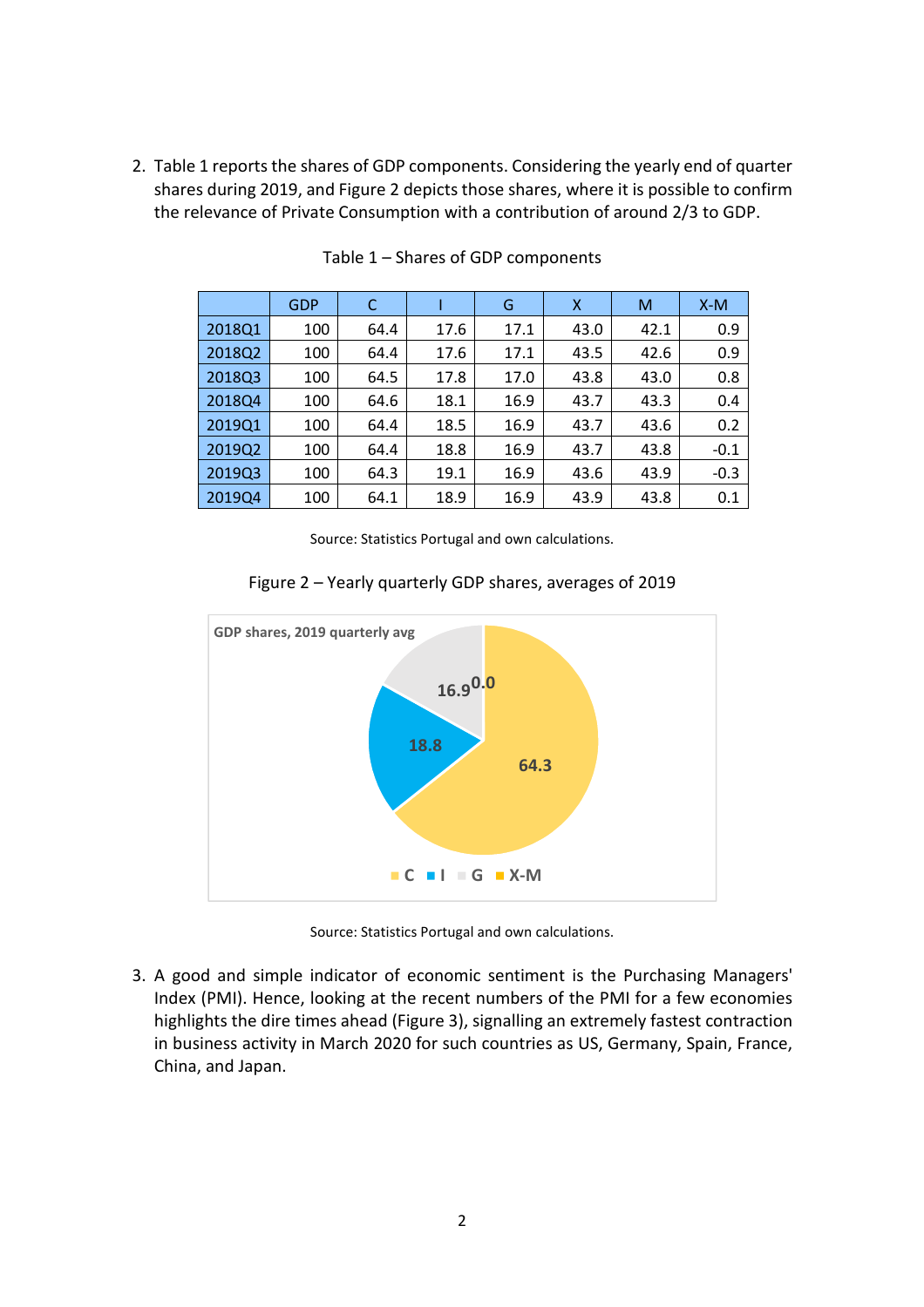2. Table 1 reports the shares of GDP components. Considering the yearly end of quarter shares during 2019, and Figure 2 depicts those shares, where it is possible to confirm the relevance of Private Consumption with a contribution of around 2/3 to GDP.

Table 1 – Shares of GDP components

| | GDP | C | I | G | X | M | X-M |
|---|---|---|---|---|---|---|---|
| 2018Q1 | 100 | 64.4 | 17.6 | 17.1 | 43.0 | 42.1 | 0.9 |
| 2018Q2 | 100 | 64.4 | 17.6 | 17.1 | 43.5 | 42.6 | 0.9 |
| 2018Q3 | 100 | 64.5 | 17.8 | 17.0 | 43.8 | 43.0 | 0.8 |
| 2018Q4 | 100 | 64.6 | 18.1 | 16.9 | 43.7 | 43.3 | 0.4 |
| 2019Q1 | 100 | 64.4 | 18.5 | 16.9 | 43.7 | 43.6 | 0.2 |
| 2019Q2 | 100 | 64.4 | 18.8 | 16.9 | 43.7 | 43.8 | -0.1 |
| 2019Q3 | 100 | 64.3 | 19.1 | 16.9 | 43.6 | 43.9 | -0.3 |
| 2019Q4 | 100 | 64.1 | 18.9 | 16.9 | 43.9 | 43.8 | 0.1 |

Source: Statistics Portugal and own calculations.

Figure 2 – Yearly quarterly GDP shares, averages of 2019

Source: Statistics Portugal and own calculations.

3. A good and simple indicator of economic sentiment is the Purchasing Managers' Index (PMI). Hence, looking at the recent numbers of the PMI for a few economies highlights the dire times ahead (Figure 3), signalling an extremely fastest contraction in business activity in March 2020 for such countries as US, Germany, Spain, France, China, and Japan.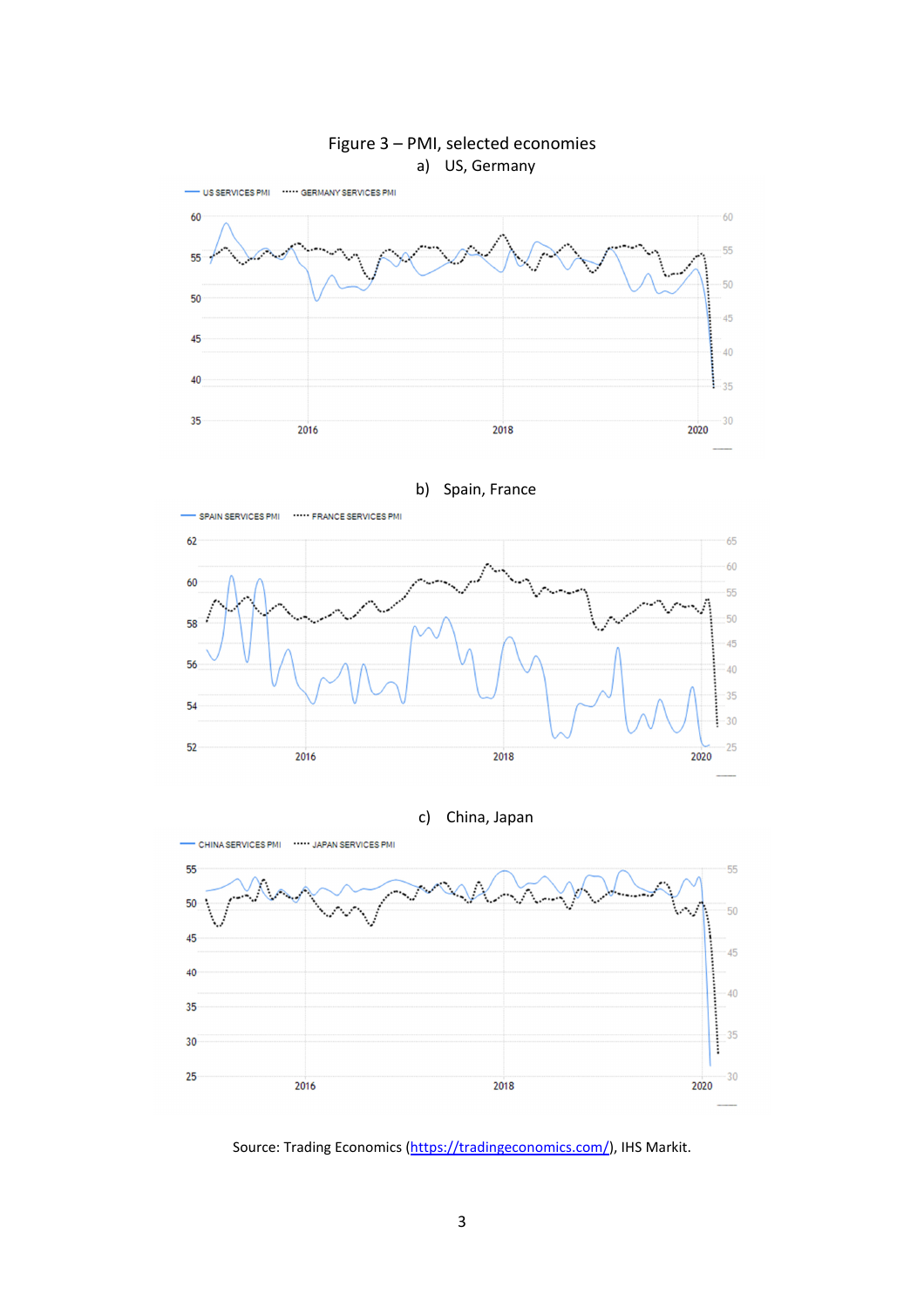Figure 3 – PMI, selected economies

a) US, Germany

b) Spain, France

c) China, Japan

Source: Trading Economics (https://tradingeconomics.com/), IHS Markit.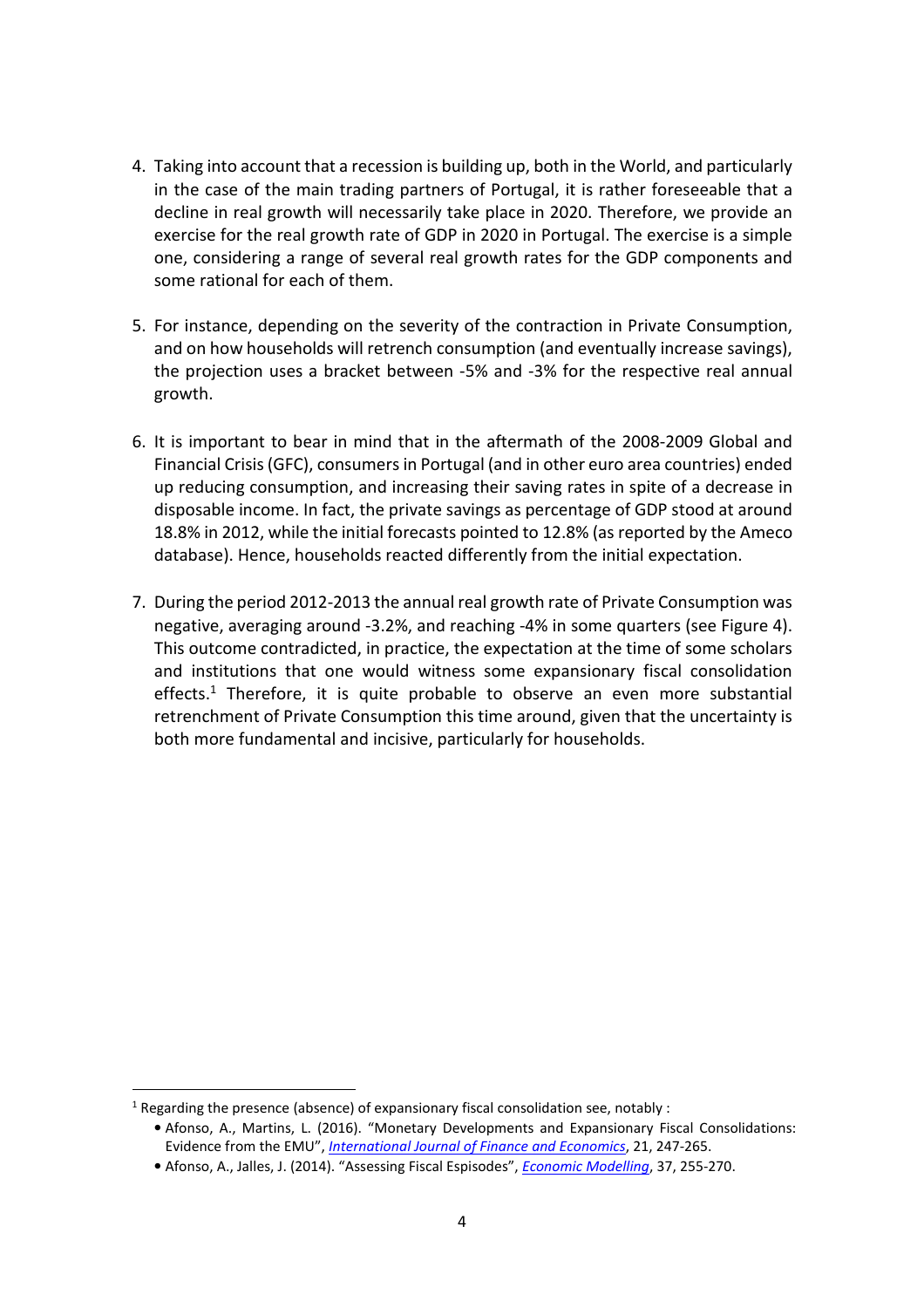4. Taking into account that a recession is building up, both in the World, and particularly in the case of the main trading partners of Portugal, it is rather foreseeable that a decline in real growth will necessarily take place in 2020. Therefore, we provide an exercise for the real growth rate of GDP in 2020 in Portugal. The exercise is a simple one, considering a range of several real growth rates for the GDP components and some rational for each of them.

5. For instance, depending on the severity of the contraction in Private Consumption, and on how households will retrench consumption (and eventually increase savings), the projection uses a bracket between -5% and -3% for the respective real annual growth.

6. It is important to bear in mind that in the aftermath of the 2008-2009 Global and Financial Crisis (GFC), consumers in Portugal (and in other euro area countries) ended up reducing consumption, and increasing their saving rates in spite of a decrease in disposable income. In fact, the private savings as percentage of GDP stood at around 18.8% in 2012, while the initial forecasts pointed to 12.8% (as reported by the Ameco database). Hence, households reacted differently from the initial expectation.

7. During the period 2012-2013 the annual real growth rate of Private Consumption was negative, averaging around -3.2%, and reaching -4% in some quarters (see Figure 4). This outcome contradicted, in practice, the expectation at the time of some scholars and institutions that one would witness some expansionary fiscal consolidation effects.[1] Therefore, it is quite probable to observe an even more substantial retrenchment of Private Consumption this time around, given that the uncertainty is both more fundamental and incisive, particularly for households.

---

[1] Regarding the presence (absence) of expansionary fiscal consolidation see, notably :

- Afonso, A., Martins, L. (2016). "Monetary Developments and Expansionary Fiscal Consolidations: Evidence from the EMU", *International Journal of Finance and Economics*, 21, 247-265.
- Afonso, A., Jalles, J. (2014). "Assessing Fiscal Espisodes", *Economic Modelling*, 37, 255-270.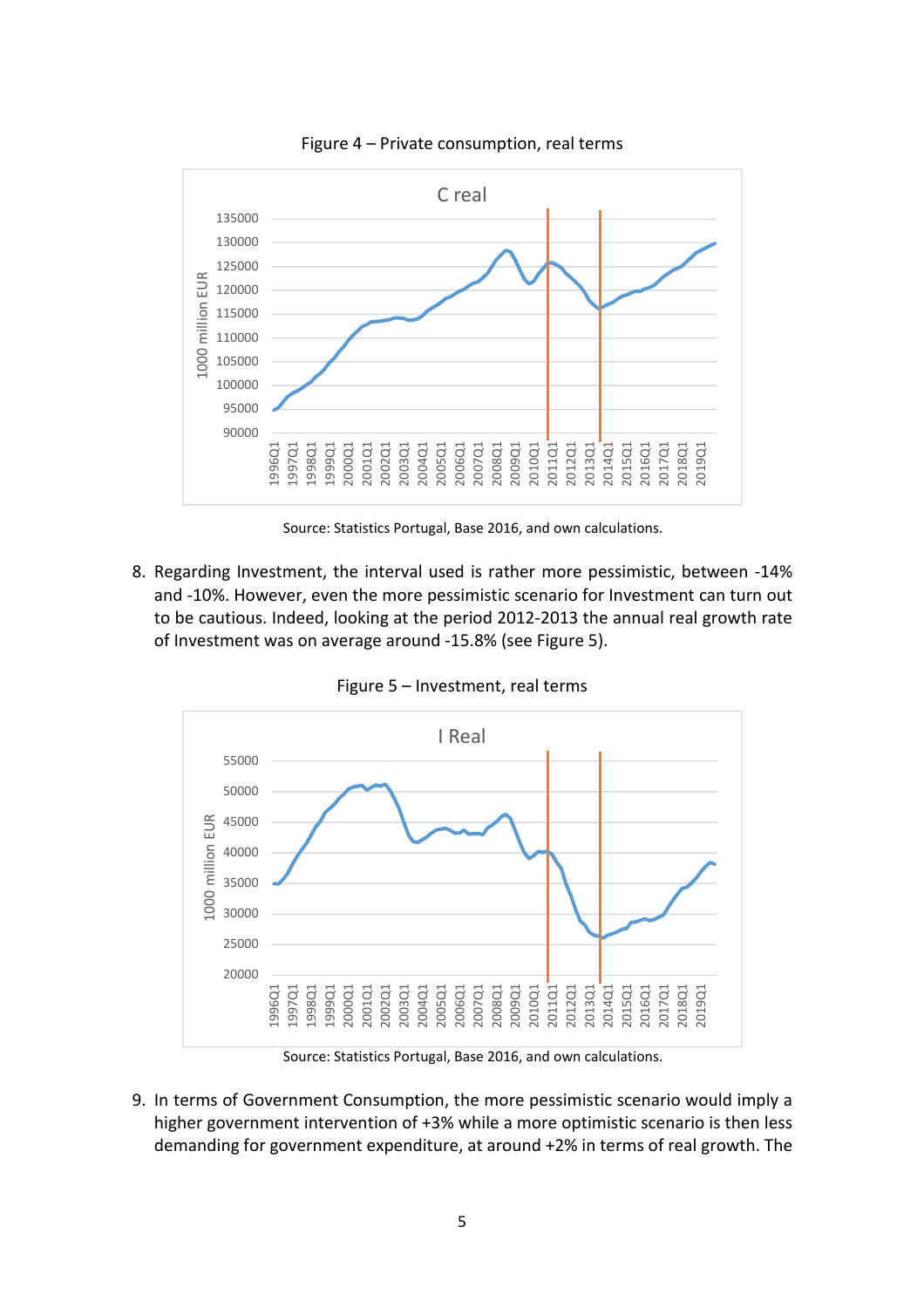Figure 4 – Private consumption, real terms

Source: Statistics Portugal, Base 2016, and own calculations.

8. Regarding Investment, the interval used is rather more pessimistic, between -14% and -10%. However, even the more pessimistic scenario for Investment can turn out to be cautious. Indeed, looking at the period 2012-2013 the annual real growth rate of Investment was on average around -15.8% (see Figure 5).

Figure 5 – Investment, real terms

Source: Statistics Portugal, Base 2016, and own calculations.

9. In terms of Government Consumption, the more pessimistic scenario would imply a higher government intervention of +3% while a more optimistic scenario is then less demanding for government expenditure, at around +2% in terms of real growth. The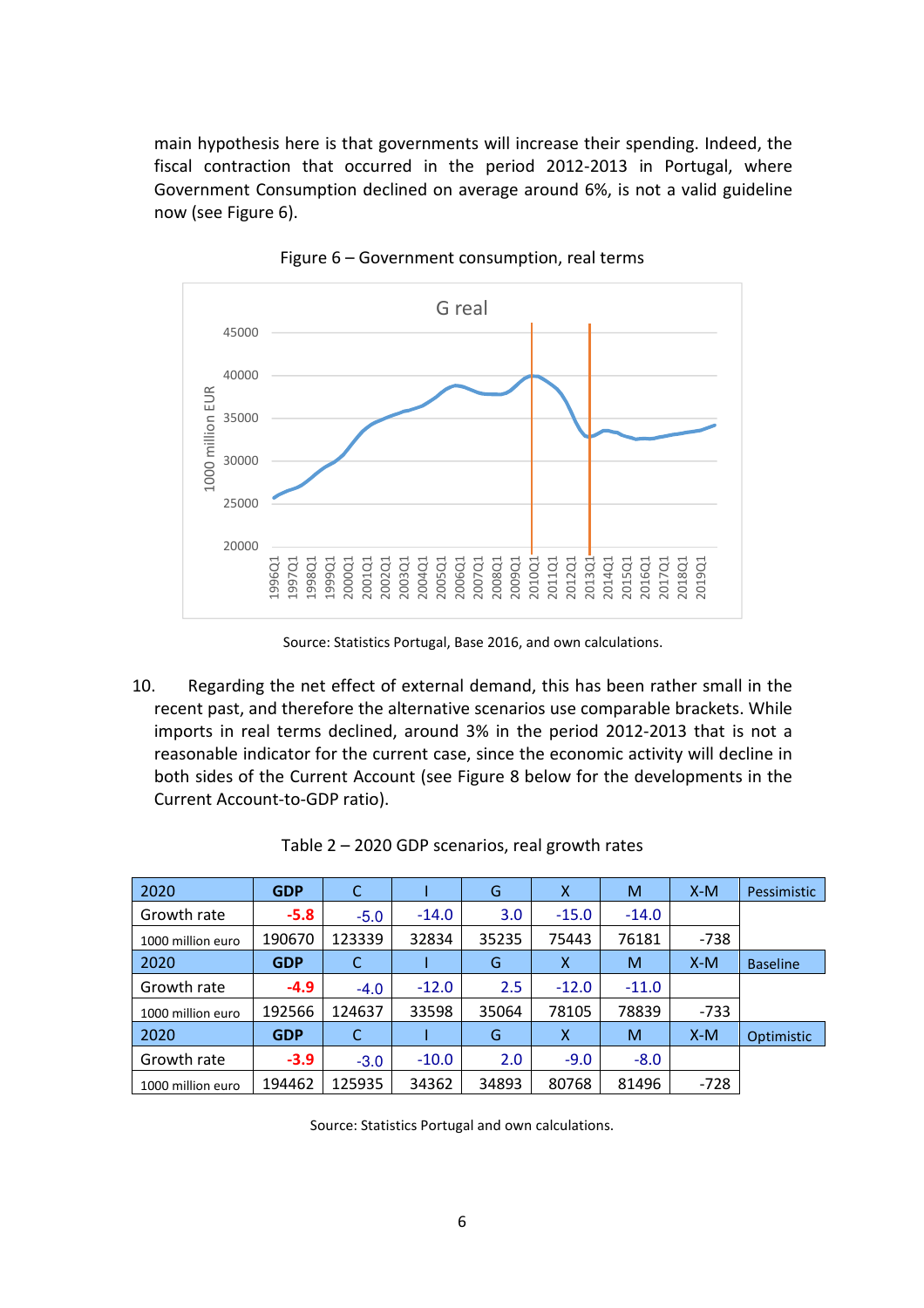main hypothesis here is that governments will increase their spending. Indeed, the fiscal contraction that occurred in the period 2012-2013 in Portugal, where Government Consumption declined on average around 6%, is not a valid guideline now (see Figure 6).

Figure 6 – Government consumption, real terms

Source: Statistics Portugal, Base 2016, and own calculations.

10. Regarding the net effect of external demand, this has been rather small in the recent past, and therefore the alternative scenarios use comparable brackets. While imports in real terms declined, around 3% in the period 2012-2013 that is not a reasonable indicator for the current case, since the economic activity will decline in both sides of the Current Account (see Figure 8 below for the developments in the Current Account-to-GDP ratio).

Table 2 – 2020 GDP scenarios, real growth rates

| 2020 | GDP | C | I | G | X | M | X-M | Pessimistic |
|---|---|---|---|---|---|---|---|---|
| Growth rate | -5.8 | -5.0 | -14.0 | 3.0 | -15.0 | -14.0 | | |
| 1000 million euro | 190670 | 123339 | 32834 | 35235 | 75443 | 76181 | -738 | |
| **2020** | **GDP** | **C** | **I** | **G** | **X** | **M** | **X-M** | **Baseline** |
| Growth rate | -4.9 | -4.0 | -12.0 | 2.5 | -12.0 | -11.0 | | |
| 1000 million euro | 192566 | 124637 | 33598 | 35064 | 78105 | 78839 | -733 | |
| **2020** | **GDP** | **C** | **I** | **G** | **X** | **M** | **X-M** | **Optimistic** |
| Growth rate | -3.9 | -3.0 | -10.0 | 2.0 | -9.0 | -8.0 | | |
| 1000 million euro | 194462 | 125935 | 34362 | 34893 | 80768 | 81496 | -728 | |

Source: Statistics Portugal and own calculations.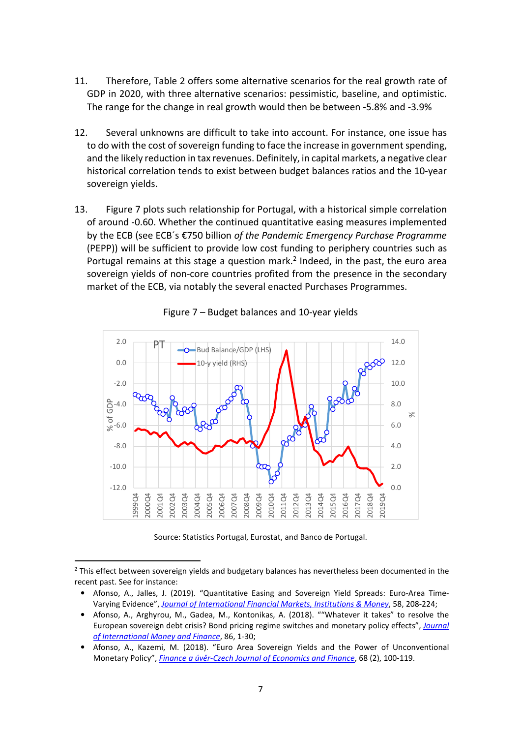11. Therefore, Table 2 offers some alternative scenarios for the real growth rate of GDP in 2020, with three alternative scenarios: pessimistic, baseline, and optimistic. The range for the change in real growth would then be between -5.8% and -3.9%

12. Several unknowns are difficult to take into account. For instance, one issue has to do with the cost of sovereign funding to face the increase in government spending, and the likely reduction in tax revenues. Definitely, in capital markets, a negative clear historical correlation tends to exist between budget balances ratios and the 10-year sovereign yields.

13. Figure 7 plots such relationship for Portugal, with a historical simple correlation of around -0.60. Whether the continued quantitative easing measures implemented by the ECB (see ECB´s €750 billion *of the Pandemic Emergency Purchase Programme* (PEPP)) will be sufficient to provide low cost funding to periphery countries such as Portugal remains at this stage a question mark.[2] Indeed, in the past, the euro area sovereign yields of non-core countries profited from the presence in the secondary market of the ECB, via notably the several enacted Purchases Programmes.

Figure 7 – Budget balances and 10-year yields

Source: Statistics Portugal, Eurostat, and Banco de Portugal.

---

[2] This effect between sovereign yields and budgetary balances has nevertheless been documented in the recent past. See for instance:

- Afonso, A., Jalles, J. (2019). "Quantitative Easing and Sovereign Yield Spreads: Euro-Area Time-Varying Evidence", *Journal of International Financial Markets, Institutions & Money*, 58, 208-224;
- Afonso, A., Arghyrou, M., Gadea, M., Kontonikas, A. (2018). ""Whatever it takes" to resolve the European sovereign debt crisis? Bond pricing regime switches and monetary policy effects", *Journal of International Money and Finance*, 86, 1-30;
- Afonso, A., Kazemi, M. (2018). "Euro Area Sovereign Yields and the Power of Unconventional Monetary Policy", *Finance a úvěr-Czech Journal of Economics and Finance*, 68 (2), 100-119.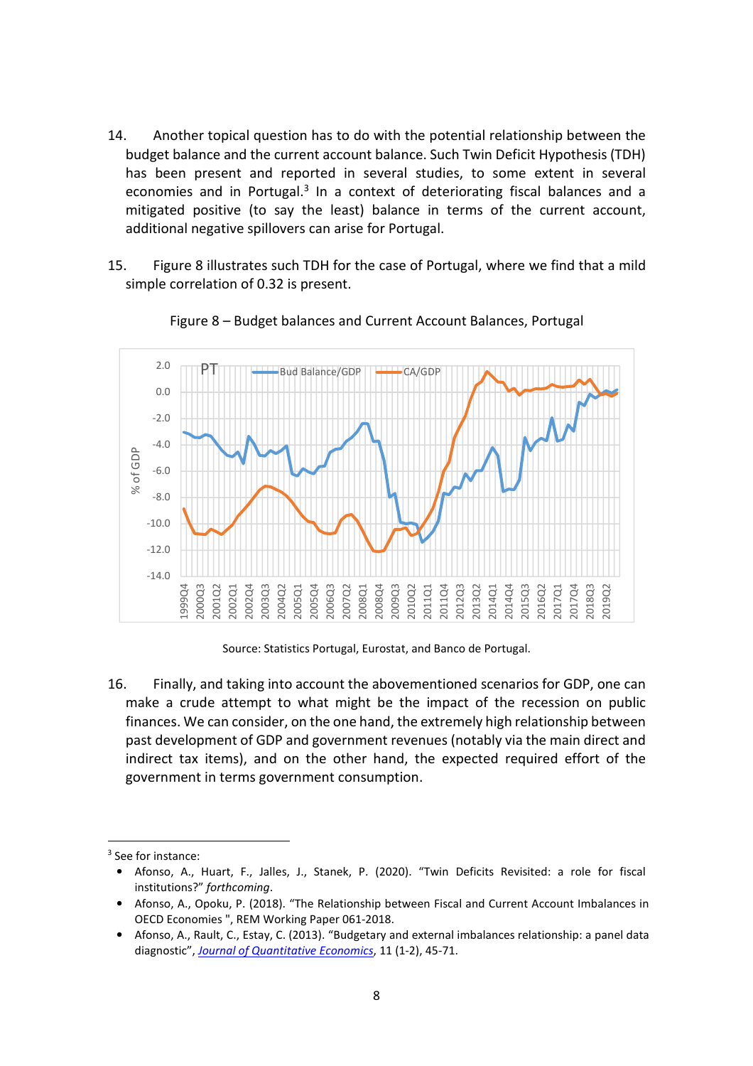14. Another topical question has to do with the potential relationship between the budget balance and the current account balance. Such Twin Deficit Hypothesis (TDH) has been present and reported in several studies, to some extent in several economies and in Portugal.[3] In a context of deteriorating fiscal balances and a mitigated positive (to say the least) balance in terms of the current account, additional negative spillovers can arise for Portugal.

15. Figure 8 illustrates such TDH for the case of Portugal, where we find that a mild simple correlation of 0.32 is present.

Figure 8 – Budget balances and Current Account Balances, Portugal

Source: Statistics Portugal, Eurostat, and Banco de Portugal.

16. Finally, and taking into account the abovementioned scenarios for GDP, one can make a crude attempt to what might be the impact of the recession on public finances. We can consider, on the one hand, the extremely high relationship between past development of GDP and government revenues (notably via the main direct and indirect tax items), and on the other hand, the expected required effort of the government in terms government consumption.

---

[3] See for instance:

- Afonso, A., Huart, F., Jalles, J., Stanek, P. (2020). "Twin Deficits Revisited: a role for fiscal institutions?" *forthcoming*.
- Afonso, A., Opoku, P. (2018). "The Relationship between Fiscal and Current Account Imbalances in OECD Economies ", REM Working Paper 061-2018.
- Afonso, A., Rault, C., Estay, C. (2013). "Budgetary and external imbalances relationship: a panel data diagnostic", *Journal of Quantitative Economics*, 11 (1-2), 45-71.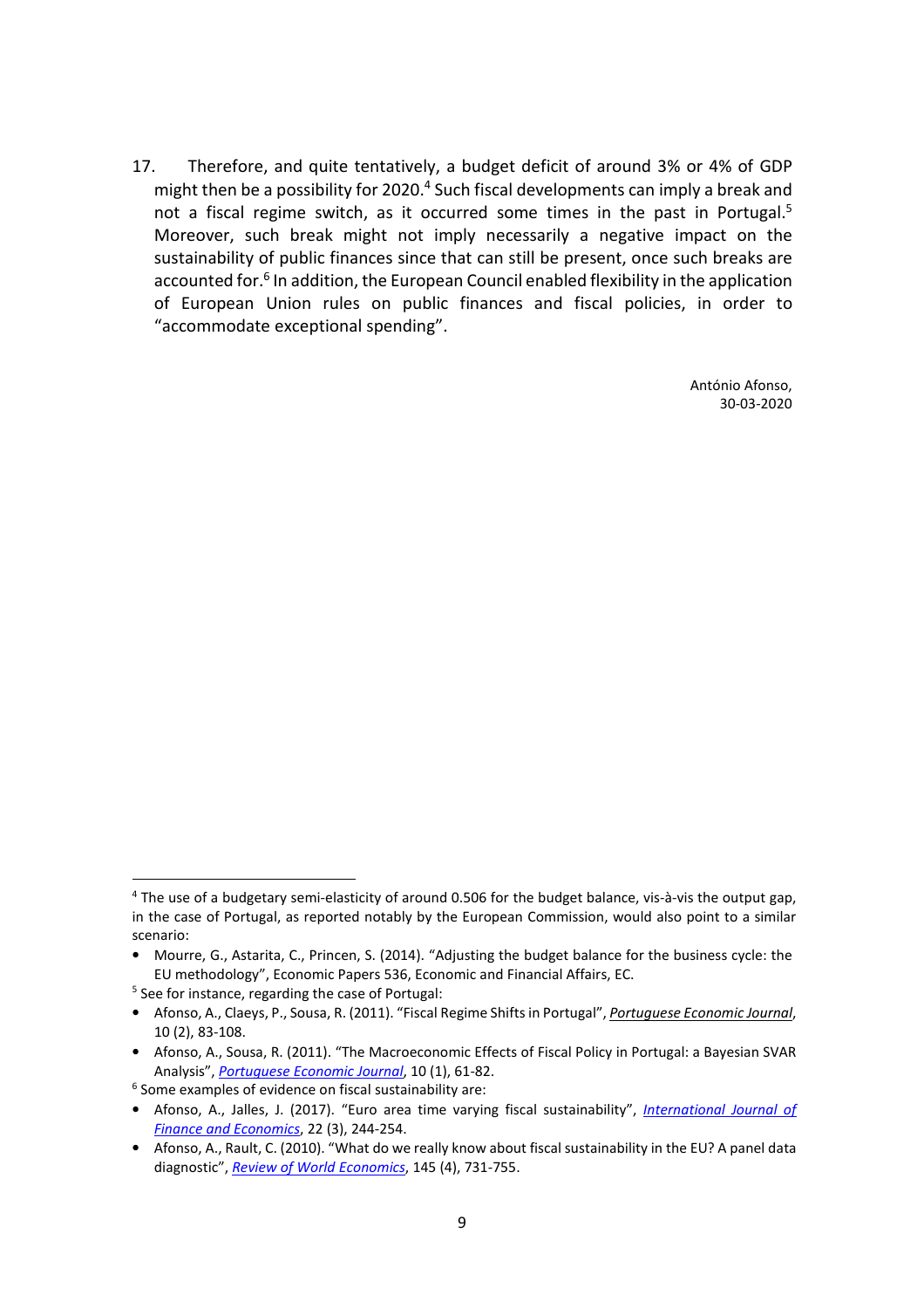17. Therefore, and quite tentatively, a budget deficit of around 3% or 4% of GDP might then be a possibility for 2020.[4] Such fiscal developments can imply a break and not a fiscal regime switch, as it occurred some times in the past in Portugal.[5] Moreover, such break might not imply necessarily a negative impact on the sustainability of public finances since that can still be present, once such breaks are accounted for.[6] In addition, the European Council enabled flexibility in the application of European Union rules on public finances and fiscal policies, in order to "accommodate exceptional spending".

António Afonso,
30-03-2020

---

[4] The use of a budgetary semi-elasticity of around 0.506 for the budget balance, vis-à-vis the output gap, in the case of Portugal, as reported notably by the European Commission, would also point to a similar scenario:

- Mourre, G., Astarita, C., Princen, S. (2014). "Adjusting the budget balance for the business cycle: the EU methodology", Economic Papers 536, Economic and Financial Affairs, EC.

[5] See for instance, regarding the case of Portugal:

- Afonso, A., Claeys, P., Sousa, R. (2011). "Fiscal Regime Shifts in Portugal", *Portuguese Economic Journal*, 10 (2), 83-108.
- Afonso, A., Sousa, R. (2011). "The Macroeconomic Effects of Fiscal Policy in Portugal: a Bayesian SVAR Analysis", *Portuguese Economic Journal*, 10 (1), 61-82.

[6] Some examples of evidence on fiscal sustainability are:

- Afonso, A., Jalles, J. (2017). "Euro area time varying fiscal sustainability", *International Journal of Finance and Economics*, 22 (3), 244-254.
- Afonso, A., Rault, C. (2010). "What do we really know about fiscal sustainability in the EU? A panel data diagnostic", *Review of World Economics*, 145 (4), 731-755.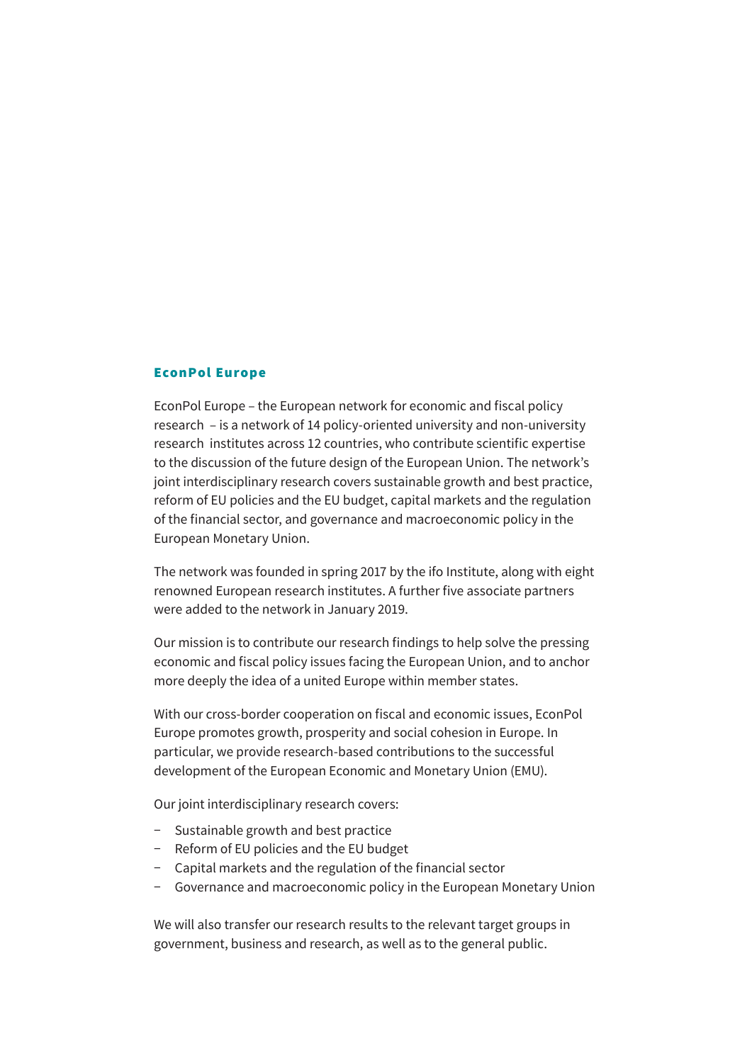## EconPol Europe

EconPol Europe – the European network for economic and fiscal policy research – is a network of 14 policy-oriented university and non-university research institutes across 12 countries, who contribute scientific expertise to the discussion of the future design of the European Union. The network's joint interdisciplinary research covers sustainable growth and best practice, reform of EU policies and the EU budget, capital markets and the regulation of the financial sector, and governance and macroeconomic policy in the European Monetary Union.

The network was founded in spring 2017 by the ifo Institute, along with eight renowned European research institutes. A further five associate partners were added to the network in January 2019.

Our mission is to contribute our research findings to help solve the pressing economic and fiscal policy issues facing the European Union, and to anchor more deeply the idea of a united Europe within member states.

With our cross-border cooperation on fiscal and economic issues, EconPol Europe promotes growth, prosperity and social cohesion in Europe. In particular, we provide research-based contributions to the successful development of the European Economic and Monetary Union (EMU).

Our joint interdisciplinary research covers:

- Sustainable growth and best practice
- Reform of EU policies and the EU budget
- Capital markets and the regulation of the financial sector
- Governance and macroeconomic policy in the European Monetary Union

We will also transfer our research results to the relevant target groups in government, business and research, as well as to the general public.